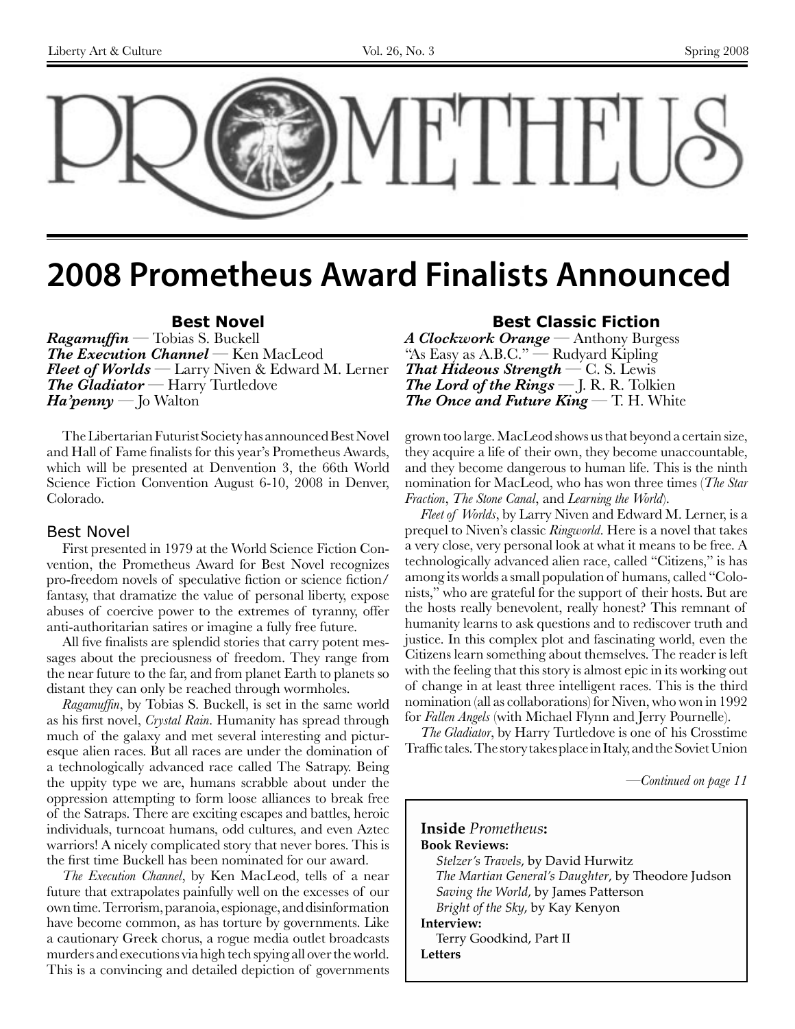# PROMETHEUS

## 2008 Prometheus Award Finalists Announced

**Best Novel**

***Ragamuffin*** — Tobias S. Buckell
***The Execution Channel*** — Ken MacLeod
***Fleet of Worlds*** — Larry Niven & Edward M. Lerner
***The Gladiator*** — Harry Turtledove
***Ha'penny*** — Jo Walton

**Best Classic Fiction**

***A Clockwork Orange*** — Anthony Burgess
"As Easy as A.B.C." — Rudyard Kipling
***That Hideous Strength*** — C. S. Lewis
***The Lord of the Rings*** — J. R. R. Tolkien
***The Once and Future King*** — T. H. White

The Libertarian Futurist Society has announced Best Novel and Hall of Fame finalists for this year's Prometheus Awards, which will be presented at Denvention 3, the 66th World Science Fiction Convention August 6-10, 2008 in Denver, Colorado.

### Best Novel

First presented in 1979 at the World Science Fiction Convention, the Prometheus Award for Best Novel recognizes pro-freedom novels of speculative fiction or science fiction/fantasy, that dramatize the value of personal liberty, expose abuses of coercive power to the extremes of tyranny, offer anti-authoritarian satires or imagine a fully free future.

All five finalists are splendid stories that carry potent messages about the preciousness of freedom. They range from the near future to the far, and from planet Earth to planets so distant they can only be reached through wormholes.

*Ragamuffin*, by Tobias S. Buckell, is set in the same world as his first novel, *Crystal Rain*. Humanity has spread through much of the galaxy and met several interesting and picturesque alien races. But all races are under the domination of a technologically advanced race called The Satrapy. Being the uppity type we are, humans scrabble about under the oppression attempting to form loose alliances to break free of the Satraps. There are exciting escapes and battles, heroic individuals, turncoat humans, odd cultures, and even Aztec warriors! A nicely complicated story that never bores. This is the first time Buckell has been nominated for our award.

*The Execution Channel*, by Ken MacLeod, tells of a near future that extrapolates painfully well on the excesses of our own time. Terrorism, paranoia, espionage, and disinformation have become common, as has torture by governments. Like a cautionary Greek chorus, a rogue media outlet broadcasts murders and executions via high tech spying all over the world. This is a convincing and detailed depiction of governments grown too large. MacLeod shows us that beyond a certain size, they acquire a life of their own, they become unaccountable, and they become dangerous to human life. This is the ninth nomination for MacLeod, who has won three times (*The Star Fraction*, *The Stone Canal*, and *Learning the World*).

*Fleet of Worlds*, by Larry Niven and Edward M. Lerner, is a prequel to Niven's classic *Ringworld*. Here is a novel that takes a very close, very personal look at what it means to be free. A technologically advanced alien race, called "Citizens," is has among its worlds a small population of humans, called "Colonists," who are grateful for the support of their hosts. But are the hosts really benevolent, really honest? This remnant of humanity learns to ask questions and to rediscover truth and justice. In this complex plot and fascinating world, even the Citizens learn something about themselves. The reader is left with the feeling that this story is almost epic in its working out of change in at least three intelligent races. This is the third nomination (all as collaborations) for Niven, who won in 1992 for *Fallen Angels* (with Michael Flynn and Jerry Pournelle).

*The Gladiator*, by Harry Turtledove is one of his Crosstime Traffic tales. The story takes place in Italy, and the Soviet Union

*—Continued on page 11*

**Inside** ***Prometheus*****:**

**Book Reviews:**
*Stelzer's Travels*, by David Hurwitz
*The Martian General's Daughter*, by Theodore Judson
*Saving the World*, by James Patterson
*Bright of the Sky*, by Kay Kenyon
**Interview:**
Terry Goodkind, Part II
**Letters**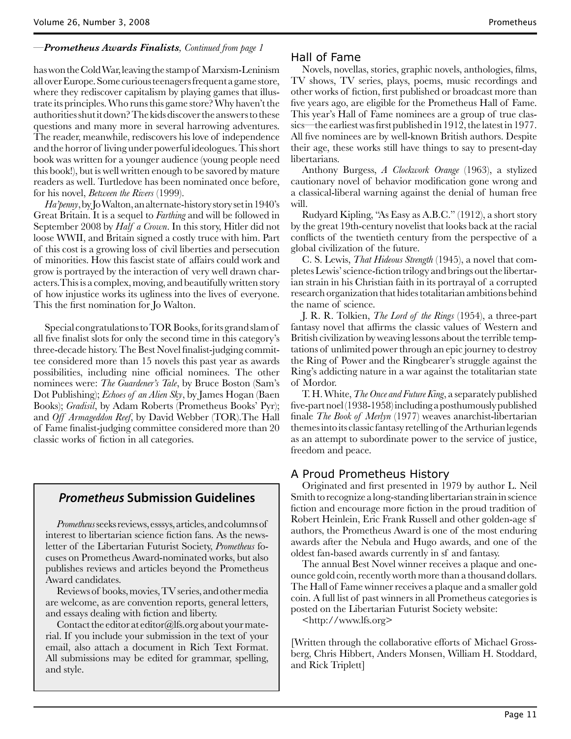—***Prometheus Awards Finalists**, Continued from page 1*

has won the Cold War, leaving the stamp of Marxism-Leninism all over Europe. Some curious teenagers frequent a game store, where they rediscover capitalism by playing games that illustrate its principles. Who runs this game store? Why haven't the authorities shut it down? The kids discover the answers to these questions and many more in several harrowing adventures. The reader, meanwhile, rediscovers his love of independence and the horror of living under powerful ideologues. This short book was written for a younger audience (young people need this book!), but is well written enough to be savored by mature readers as well. Turtledove has been nominated once before, for his novel, *Between the Rivers* (1999).

*Ha'penny*, by Jo Walton, an alternate-history story set in 1940's Great Britain. It is a sequel to *Farthing* and will be followed in September 2008 by *Half a Crown*. In this story, Hitler did not loose WWII, and Britain signed a costly truce with him. Part of this cost is a growing loss of civil liberties and persecution of minorities. How this fascist state of affairs could work and grow is portrayed by the interaction of very well drawn characters. This is a complex, moving, and beautifully written story of how injustice works its ugliness into the lives of everyone. This the first nomination for Jo Walton.

Special congratulations to TOR Books, for its grand slam of all five finalist slots for only the second time in this category's three-decade history. The Best Novel finalist-judging committee considered more than 15 novels this past year as awards possibilities, including nine official nominees. The other nominees were: *The Guardener's Tale*, by Bruce Boston (Sam's Dot Publishing); *Echoes of an Alien Sky*, by James Hogan (Baen Books); *Gradisil*, by Adam Roberts (Prometheus Books' Pyr); and *Off Armageddon Reef*, by David Webber (TOR). The Hall of Fame finalist-judging committee considered more than 20 classic works of fiction in all categories.

## Hall of Fame

Novels, novellas, stories, graphic novels, anthologies, films, TV shows, TV series, plays, poems, music recordings and other works of fiction, first published or broadcast more than five years ago, are eligible for the Prometheus Hall of Fame. This year's Hall of Fame nominees are a group of true classics—the earliest was first published in 1912, the latest in 1977. All five nominees are by well-known British authors. Despite their age, these works still have things to say to present-day libertarians.

Anthony Burgess, *A Clockwork Orange* (1963), a stylized cautionary novel of behavior modification gone wrong and a classical-liberal warning against the denial of human free will.

Rudyard Kipling, "As Easy as A.B.C." (1912), a short story by the great 19th-century novelist that looks back at the racial conflicts of the twentieth century from the perspective of a global civilization of the future.

C. S. Lewis, *That Hideous Strength* (1945), a novel that completes Lewis' science-fiction trilogy and brings out the libertarian strain in his Christian faith in its portrayal of a corrupted research organization that hides totalitarian ambitions behind the name of science.

J. R. R. Tolkien, *The Lord of the Rings* (1954), a three-part fantasy novel that affirms the classic values of Western and British civilization by weaving lessons about the terrible temptations of unlimited power through an epic journey to destroy the Ring of Power and the Ringbearer's struggle against the Ring's addicting nature in a war against the totalitarian state of Mordor.

T. H. White, *The Once and Future King*, a separately published five-part noel (1938-1958) including a posthumously published finale *The Book of Merlyn* (1977) weaves anarchist-libertarian themes into its classic fantasy retelling of the Arthurian legends as an attempt to subordinate power to the service of justice, freedom and peace.

## A Proud Prometheus History

Originated and first presented in 1979 by author L. Neil Smith to recognize a long-standing libertarian strain in science fiction and encourage more fiction in the proud tradition of Robert Heinlein, Eric Frank Russell and other golden-age sf authors, the Prometheus Award is one of the most enduring awards after the Nebula and Hugo awards, and one of the oldest fan-based awards currently in sf and fantasy.

The annual Best Novel winner receives a plaque and one-ounce gold coin, recently worth more than a thousand dollars. The Hall of Fame winner receives a plaque and a smaller gold coin. A full list of past winners in all Prometheus categories is posted on the Libertarian Futurist Society website:

<http://www.lfs.org>

[Written through the collaborative efforts of Michael Grossberg, Chris Hibbert, Anders Monsen, William H. Stoddard, and Rick Triplett]

## *Prometheus* Submission Guidelines

*Prometheus* seeks reviews, esssys, articles, and columns of interest to libertarian science fiction fans. As the newsletter of the Libertarian Futurist Society, *Prometheus* focuses on Prometheus Award-nominated works, but also publishes reviews and articles beyond the Prometheus Award candidates.

Reviews of books, movies, TV series, and other media are welcome, as are convention reports, general letters, and essays dealing with fiction and liberty.

Contact the editor at editor@lfs.org about your material. If you include your submission in the text of your email, also attach a document in Rich Text Format. All submissions may be edited for grammar, spelling, and style.